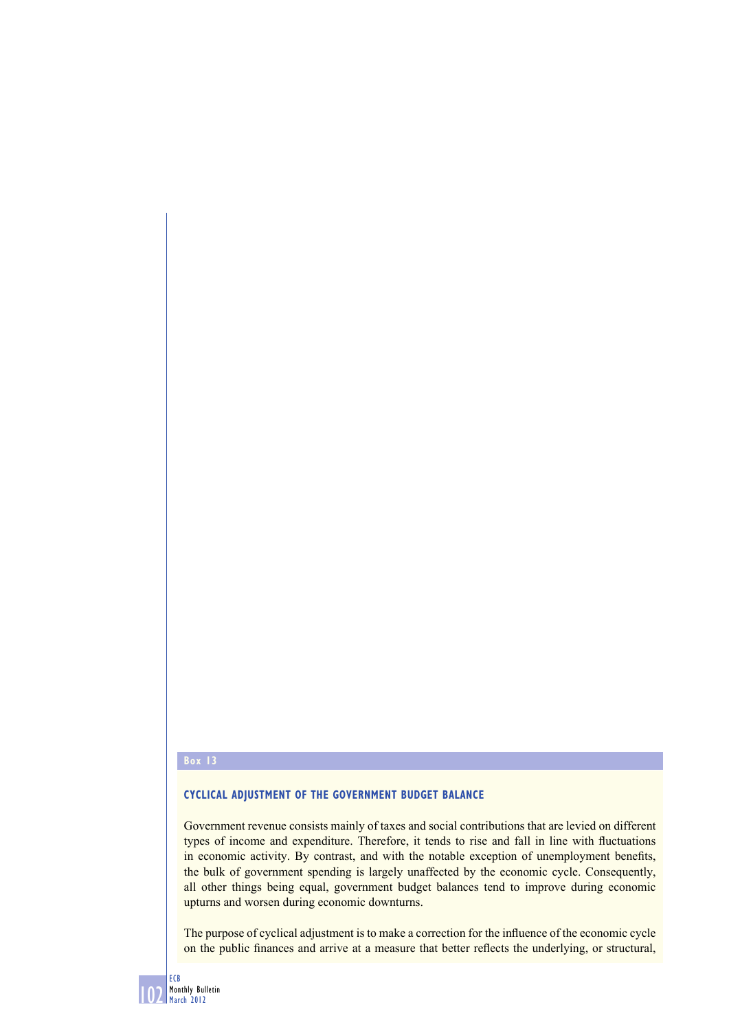**Box 13**

## CYCLICAL ADJUSTMENT OF THE GOVERNMENT BUDGET BALANCE

Government revenue consists mainly of taxes and social contributions that are levied on different types of income and expenditure. Therefore, it tends to rise and fall in line with fluctuations in economic activity. By contrast, and with the notable exception of unemployment benefits, the bulk of government spending is largely unaffected by the economic cycle. Consequently, all other things being equal, government budget balances tend to improve during economic upturns and worsen during economic downturns.

The purpose of cyclical adjustment is to make a correction for the influence of the economic cycle on the public finances and arrive at a measure that better reflects the underlying, or structural,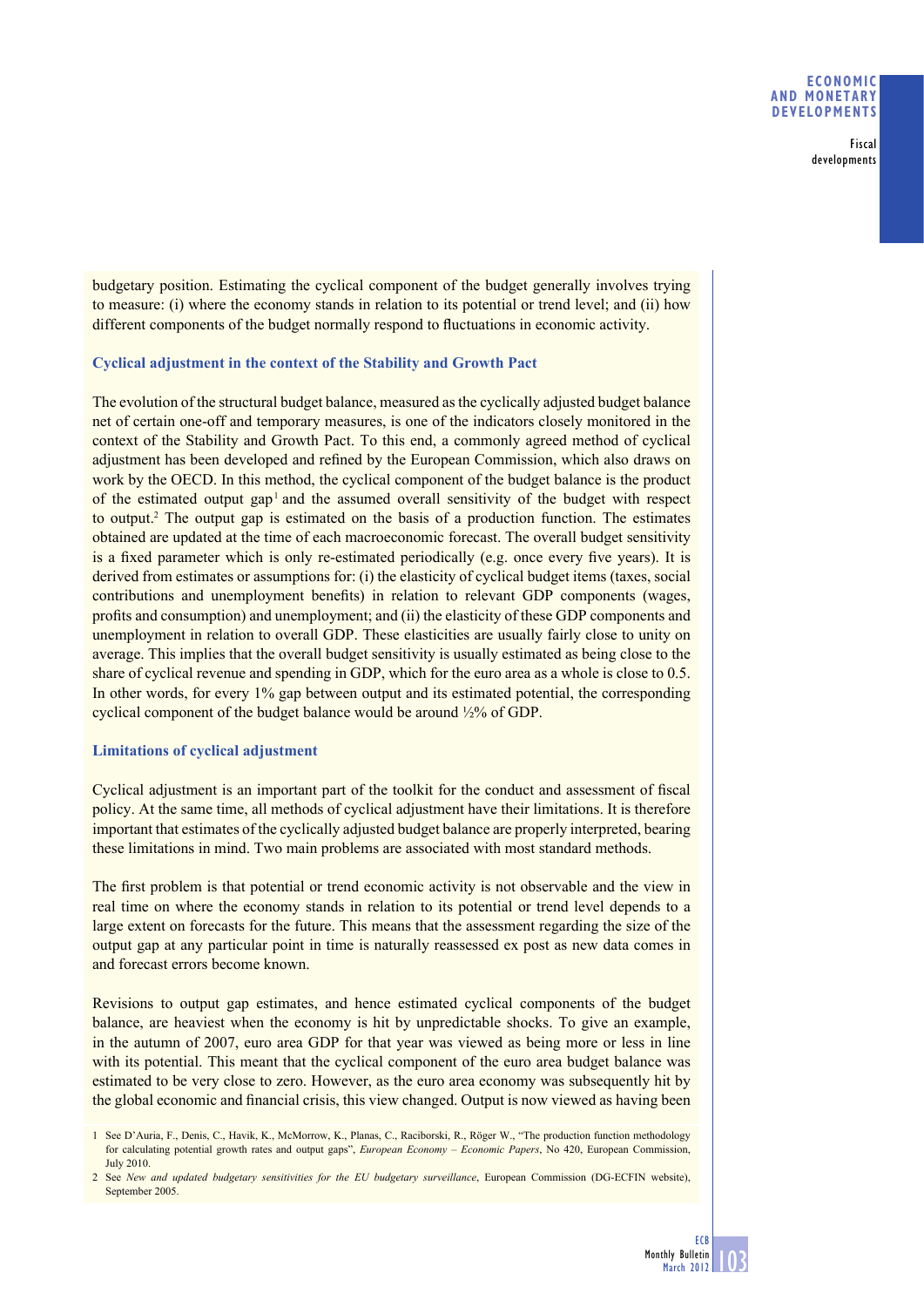budgetary position. Estimating the cyclical component of the budget generally involves trying to measure: (i) where the economy stands in relation to its potential or trend level; and (ii) how different components of the budget normally respond to fluctuations in economic activity.

### Cyclical adjustment in the context of the Stability and Growth Pact

The evolution of the structural budget balance, measured as the cyclically adjusted budget balance net of certain one-off and temporary measures, is one of the indicators closely monitored in the context of the Stability and Growth Pact. To this end, a commonly agreed method of cyclical adjustment has been developed and refined by the European Commission, which also draws on work by the OECD. In this method, the cyclical component of the budget balance is the product of the estimated output gap[1] and the assumed overall sensitivity of the budget with respect to output.[2] The output gap is estimated on the basis of a production function. The estimates obtained are updated at the time of each macroeconomic forecast. The overall budget sensitivity is a fixed parameter which is only re-estimated periodically (e.g. once every five years). It is derived from estimates or assumptions for: (i) the elasticity of cyclical budget items (taxes, social contributions and unemployment benefits) in relation to relevant GDP components (wages, profits and consumption) and unemployment; and (ii) the elasticity of these GDP components and unemployment in relation to overall GDP. These elasticities are usually fairly close to unity on average. This implies that the overall budget sensitivity is usually estimated as being close to the share of cyclical revenue and spending in GDP, which for the euro area as a whole is close to 0.5. In other words, for every 1% gap between output and its estimated potential, the corresponding cyclical component of the budget balance would be around ½% of GDP.

### Limitations of cyclical adjustment

Cyclical adjustment is an important part of the toolkit for the conduct and assessment of fiscal policy. At the same time, all methods of cyclical adjustment have their limitations. It is therefore important that estimates of the cyclically adjusted budget balance are properly interpreted, bearing these limitations in mind. Two main problems are associated with most standard methods.

The first problem is that potential or trend economic activity is not observable and the view in real time on where the economy stands in relation to its potential or trend level depends to a large extent on forecasts for the future. This means that the assessment regarding the size of the output gap at any particular point in time is naturally reassessed ex post as new data comes in and forecast errors become known.

Revisions to output gap estimates, and hence estimated cyclical components of the budget balance, are heaviest when the economy is hit by unpredictable shocks. To give an example, in the autumn of 2007, euro area GDP for that year was viewed as being more or less in line with its potential. This meant that the cyclical component of the euro area budget balance was estimated to be very close to zero. However, as the euro area economy was subsequently hit by the global economic and financial crisis, this view changed. Output is now viewed as having been

1 See D'Auria, F., Denis, C., Havik, K., McMorrow, K., Planas, C., Raciborski, R., Röger W., "The production function methodology for calculating potential growth rates and output gaps", *European Economy – Economic Papers*, No 420, European Commission, July 2010.

2 See *New and updated budgetary sensitivities for the EU budgetary surveillance*, European Commission (DG-ECFIN website), September 2005.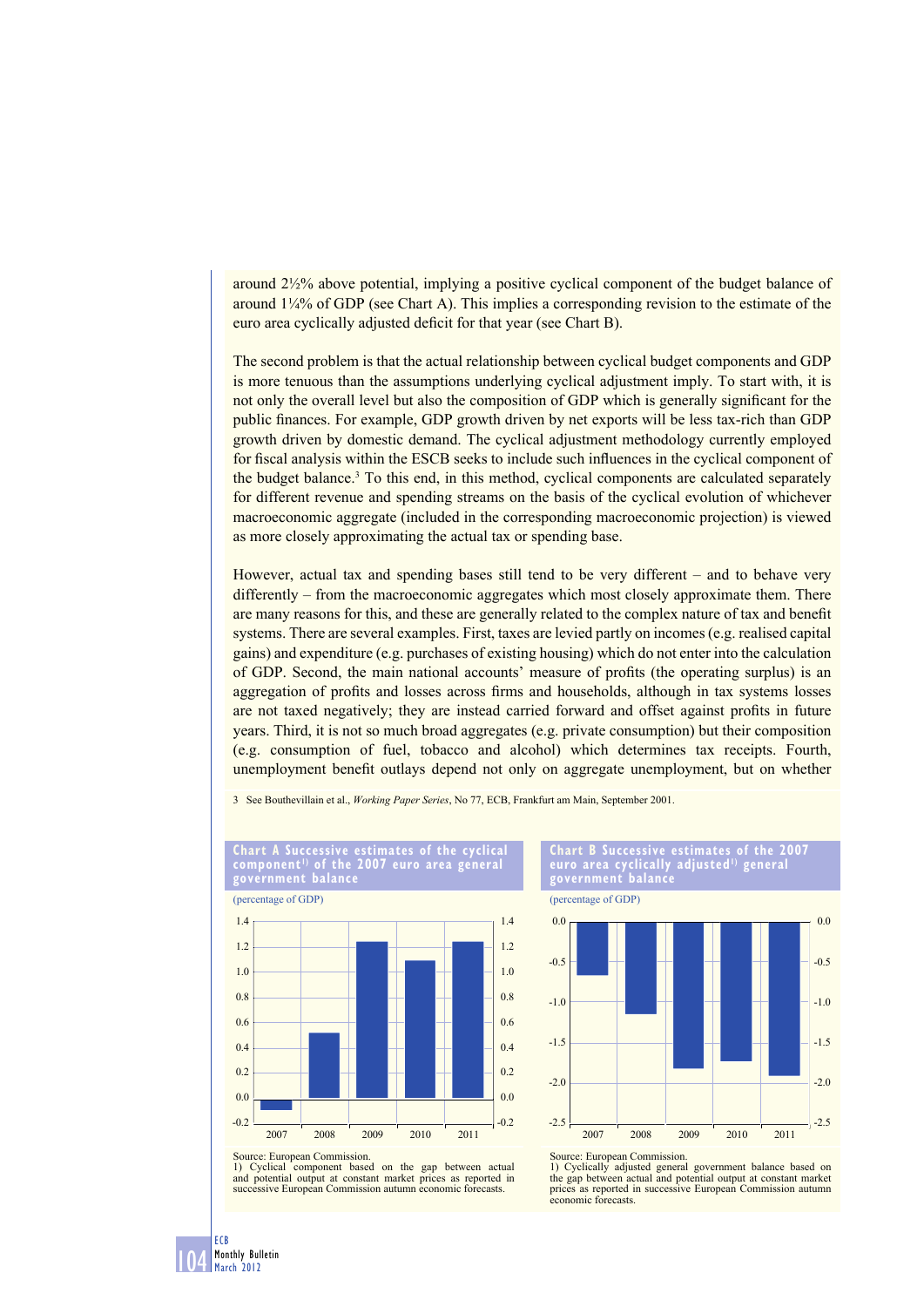around 2½% above potential, implying a positive cyclical component of the budget balance of around 1¼% of GDP (see Chart A). This implies a corresponding revision to the estimate of the euro area cyclically adjusted deficit for that year (see Chart B).

The second problem is that the actual relationship between cyclical budget components and GDP is more tenuous than the assumptions underlying cyclical adjustment imply. To start with, it is not only the overall level but also the composition of GDP which is generally significant for the public finances. For example, GDP growth driven by net exports will be less tax-rich than GDP growth driven by domestic demand. The cyclical adjustment methodology currently employed for fiscal analysis within the ESCB seeks to include such influences in the cyclical component of the budget balance.[3] To this end, in this method, cyclical components are calculated separately for different revenue and spending streams on the basis of the cyclical evolution of whichever macroeconomic aggregate (included in the corresponding macroeconomic projection) is viewed as more closely approximating the actual tax or spending base.

However, actual tax and spending bases still tend to be very different – and to behave very differently – from the macroeconomic aggregates which most closely approximate them. There are many reasons for this, and these are generally related to the complex nature of tax and benefit systems. There are several examples. First, taxes are levied partly on incomes (e.g. realised capital gains) and expenditure (e.g. purchases of existing housing) which do not enter into the calculation of GDP. Second, the main national accounts' measure of profits (the operating surplus) is an aggregation of profits and losses across firms and households, although in tax systems losses are not taxed negatively; they are instead carried forward and offset against profits in future years. Third, it is not so much broad aggregates (e.g. private consumption) but their composition (e.g. consumption of fuel, tobacco and alcohol) which determines tax receipts. Fourth, unemployment benefit outlays depend not only on aggregate unemployment, but on whether

3 See Bouthevillain et al., *Working Paper Series*, No 77, ECB, Frankfurt am Main, September 2001.

**Chart A Successive estimates of the cyclical component[1] of the 2007 euro area general government balance**

(percentage of GDP)

| 2007 | 2008 | 2009 | 2010 | 2011 |
|---|---|---|---|---|
| -0.1 | 0.5 | 1.25 | 1.1 | 1.25 |

Source: European Commission.
1) Cyclical component based on the gap between actual and potential output at constant market prices as reported in successive European Commission autumn economic forecasts.

**Chart B Successive estimates of the 2007 euro area cyclically adjusted[1] general government balance**

(percentage of GDP)

| 2007 | 2008 | 2009 | 2010 | 2011 |
|---|---|---|---|---|
| -0.65 | -1.15 | -1.8 | -1.75 | -1.9 |

Source: European Commission.
1) Cyclically adjusted general government balance based on the gap between actual and potential output at constant market prices as reported in successive European Commission autumn economic forecasts.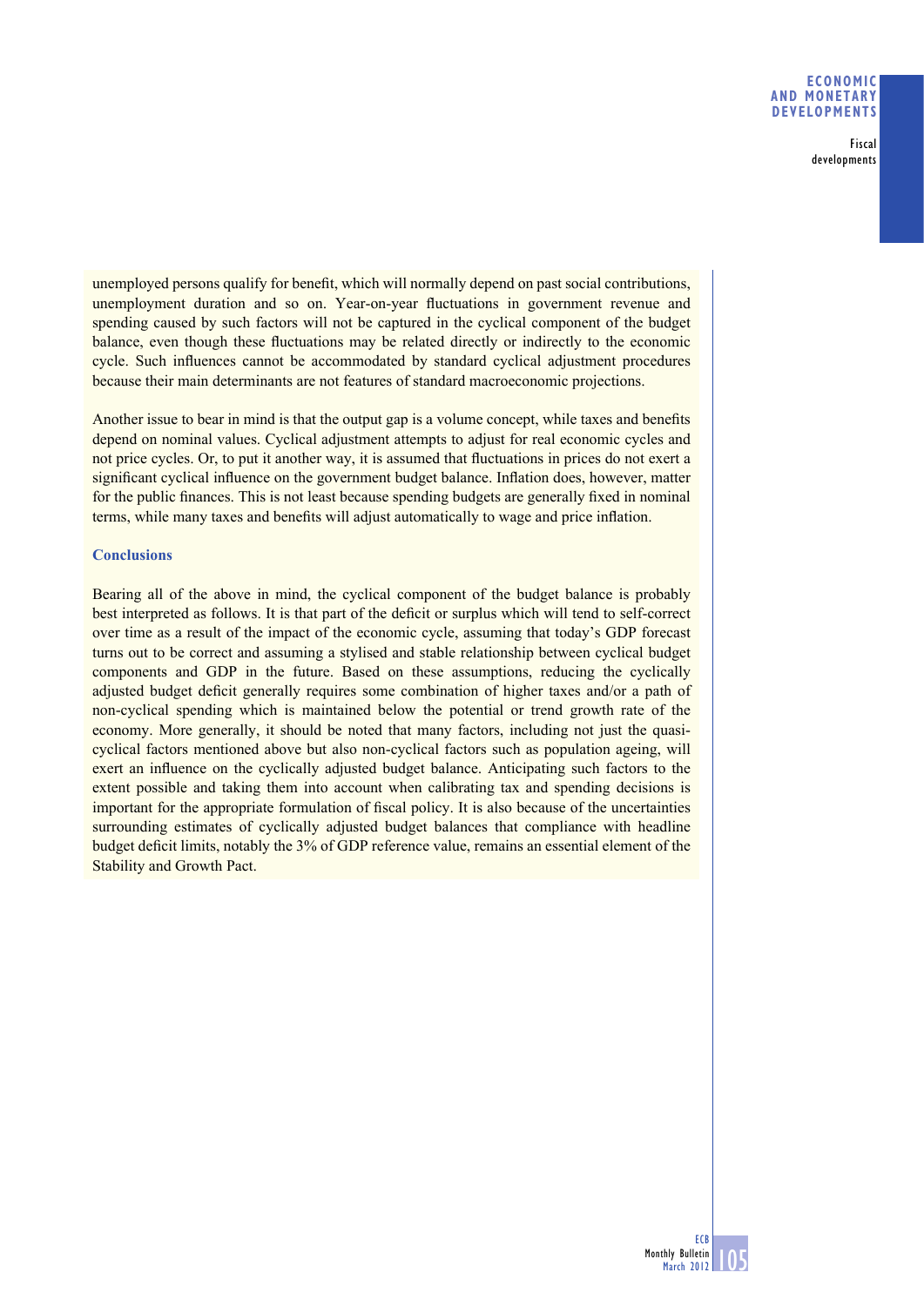unemployed persons qualify for benefit, which will normally depend on past social contributions, unemployment duration and so on. Year-on-year fluctuations in government revenue and spending caused by such factors will not be captured in the cyclical component of the budget balance, even though these fluctuations may be related directly or indirectly to the economic cycle. Such influences cannot be accommodated by standard cyclical adjustment procedures because their main determinants are not features of standard macroeconomic projections.

Another issue to bear in mind is that the output gap is a volume concept, while taxes and benefits depend on nominal values. Cyclical adjustment attempts to adjust for real economic cycles and not price cycles. Or, to put it another way, it is assumed that fluctuations in prices do not exert a significant cyclical influence on the government budget balance. Inflation does, however, matter for the public finances. This is not least because spending budgets are generally fixed in nominal terms, while many taxes and benefits will adjust automatically to wage and price inflation.

### Conclusions

Bearing all of the above in mind, the cyclical component of the budget balance is probably best interpreted as follows. It is that part of the deficit or surplus which will tend to self-correct over time as a result of the impact of the economic cycle, assuming that today's GDP forecast turns out to be correct and assuming a stylised and stable relationship between cyclical budget components and GDP in the future. Based on these assumptions, reducing the cyclically adjusted budget deficit generally requires some combination of higher taxes and/or a path of non-cyclical spending which is maintained below the potential or trend growth rate of the economy. More generally, it should be noted that many factors, including not just the quasi-cyclical factors mentioned above but also non-cyclical factors such as population ageing, will exert an influence on the cyclically adjusted budget balance. Anticipating such factors to the extent possible and taking them into account when calibrating tax and spending decisions is important for the appropriate formulation of fiscal policy. It is also because of the uncertainties surrounding estimates of cyclically adjusted budget balances that compliance with headline budget deficit limits, notably the 3% of GDP reference value, remains an essential element of the Stability and Growth Pact.